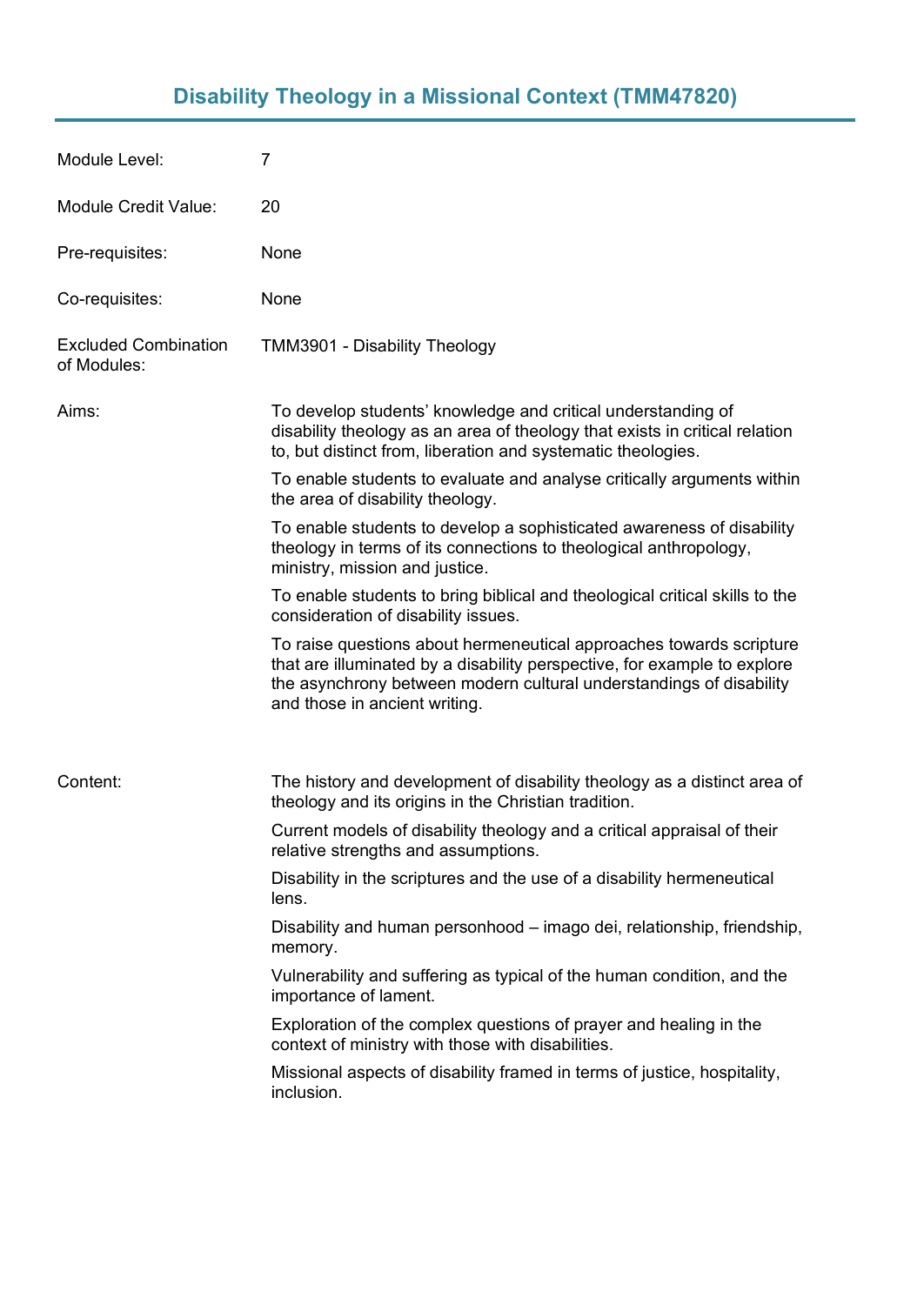# Disability Theology in a Missional Context (TMM47820)

| | |
|---|---|
| Module Level: | 7 |
| Module Credit Value: | 20 |
| Pre-requisites: | None |
| Co-requisites: | None |
| Excluded Combination of Modules: | TMM3901 - Disability Theology |

**Aims:**

To develop students' knowledge and critical understanding of disability theology as an area of theology that exists in critical relation to, but distinct from, liberation and systematic theologies.

To enable students to evaluate and analyse critically arguments within the area of disability theology.

To enable students to develop a sophisticated awareness of disability theology in terms of its connections to theological anthropology, ministry, mission and justice.

To enable students to bring biblical and theological critical skills to the consideration of disability issues.

To raise questions about hermeneutical approaches towards scripture that are illuminated by a disability perspective, for example to explore the asynchrony between modern cultural understandings of disability and those in ancient writing.

**Content:**

The history and development of disability theology as a distinct area of theology and its origins in the Christian tradition.

Current models of disability theology and a critical appraisal of their relative strengths and assumptions.

Disability in the scriptures and the use of a disability hermeneutical lens.

Disability and human personhood – imago dei, relationship, friendship, memory.

Vulnerability and suffering as typical of the human condition, and the importance of lament.

Exploration of the complex questions of prayer and healing in the context of ministry with those with disabilities.

Missional aspects of disability framed in terms of justice, hospitality, inclusion.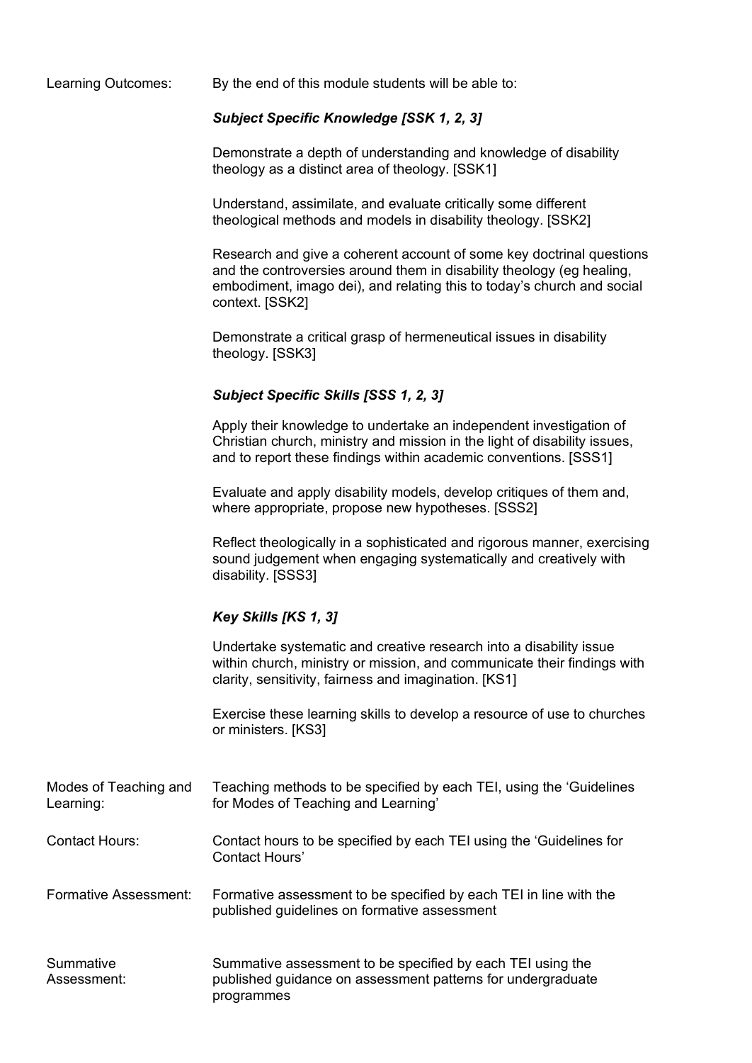**Learning Outcomes:** By the end of this module students will be able to:

***Subject Specific Knowledge [SSK 1, 2, 3]***

Demonstrate a depth of understanding and knowledge of disability theology as a distinct area of theology. [SSK1]

Understand, assimilate, and evaluate critically some different theological methods and models in disability theology. [SSK2]

Research and give a coherent account of some key doctrinal questions and the controversies around them in disability theology (eg healing, embodiment, imago dei), and relating this to today's church and social context. [SSK2]

Demonstrate a critical grasp of hermeneutical issues in disability theology. [SSK3]

***Subject Specific Skills [SSS 1, 2, 3]***

Apply their knowledge to undertake an independent investigation of Christian church, ministry and mission in the light of disability issues, and to report these findings within academic conventions. [SSS1]

Evaluate and apply disability models, develop critiques of them and, where appropriate, propose new hypotheses. [SSS2]

Reflect theologically in a sophisticated and rigorous manner, exercising sound judgement when engaging systematically and creatively with disability. [SSS3]

***Key Skills [KS 1, 3]***

Undertake systematic and creative research into a disability issue within church, ministry or mission, and communicate their findings with clarity, sensitivity, fairness and imagination. [KS1]

Exercise these learning skills to develop a resource of use to churches or ministers. [KS3]

**Modes of Teaching and Learning:** Teaching methods to be specified by each TEI, using the 'Guidelines for Modes of Teaching and Learning'

**Contact Hours:** Contact hours to be specified by each TEI using the 'Guidelines for Contact Hours'

**Formative Assessment:** Formative assessment to be specified by each TEI in line with the published guidelines on formative assessment

**Summative Assessment:** Summative assessment to be specified by each TEI using the published guidance on assessment patterns for undergraduate programmes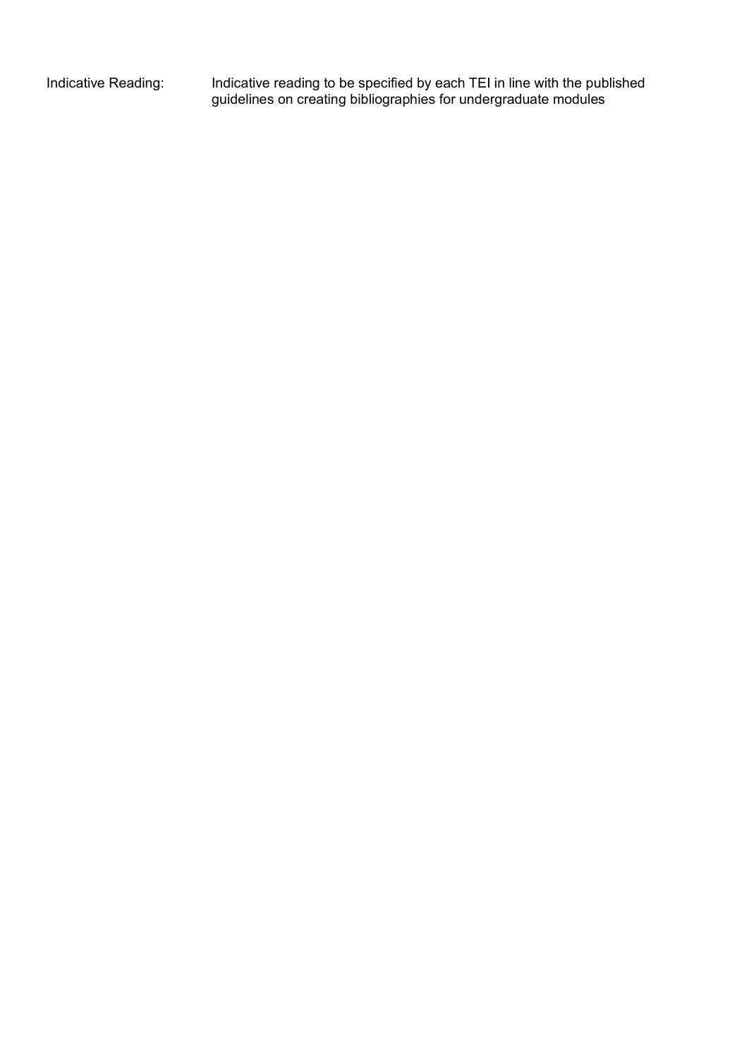| | |
|---|---|
| Indicative Reading: | Indicative reading to be specified by each TEI in line with the published guidelines on creating bibliographies for undergraduate modules |